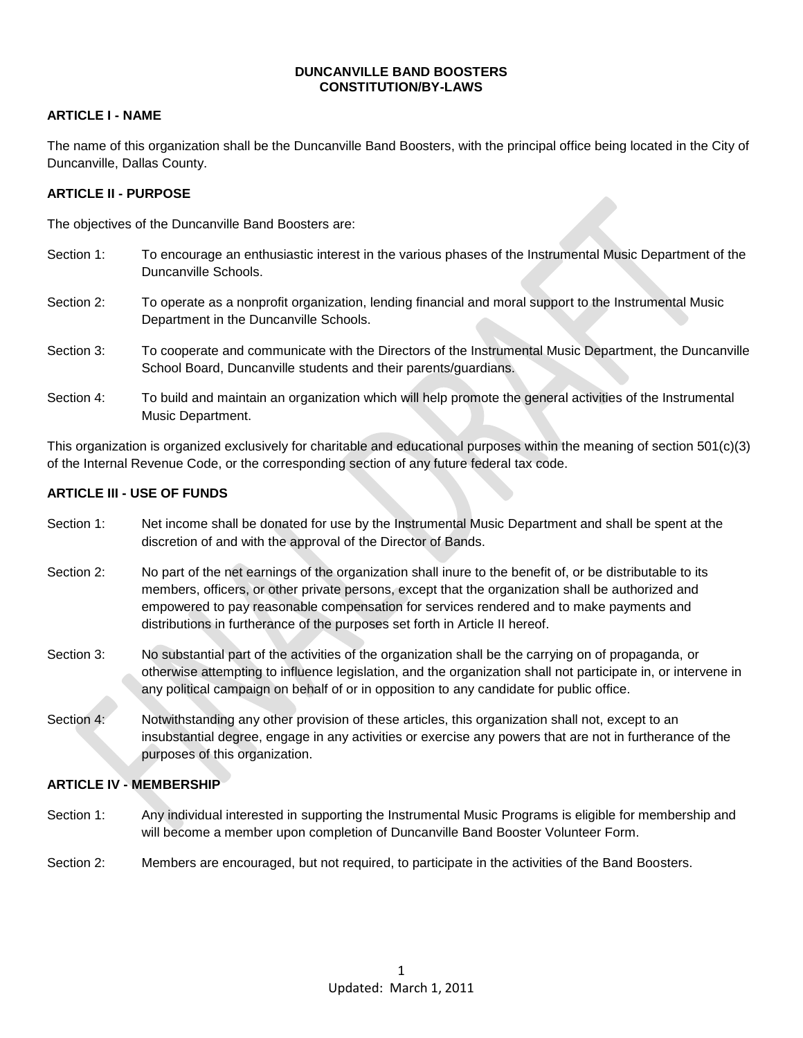# DUNCANVILLE BAND BOOSTERS
# CONSTITUTION/BY-LAWS

## ARTICLE I - NAME

The name of this organization shall be the Duncanville Band Boosters, with the principal office being located in the City of Duncanville, Dallas County.

## ARTICLE II - PURPOSE

The objectives of the Duncanville Band Boosters are:

Section 1: To encourage an enthusiastic interest in the various phases of the Instrumental Music Department of the Duncanville Schools.

Section 2: To operate as a nonprofit organization, lending financial and moral support to the Instrumental Music Department in the Duncanville Schools.

Section 3: To cooperate and communicate with the Directors of the Instrumental Music Department, the Duncanville School Board, Duncanville students and their parents/guardians.

Section 4: To build and maintain an organization which will help promote the general activities of the Instrumental Music Department.

This organization is organized exclusively for charitable and educational purposes within the meaning of section 501(c)(3) of the Internal Revenue Code, or the corresponding section of any future federal tax code.

## ARTICLE III - USE OF FUNDS

Section 1: Net income shall be donated for use by the Instrumental Music Department and shall be spent at the discretion of and with the approval of the Director of Bands.

Section 2: No part of the net earnings of the organization shall inure to the benefit of, or be distributable to its members, officers, or other private persons, except that the organization shall be authorized and empowered to pay reasonable compensation for services rendered and to make payments and distributions in furtherance of the purposes set forth in Article II hereof.

Section 3: No substantial part of the activities of the organization shall be the carrying on of propaganda, or otherwise attempting to influence legislation, and the organization shall not participate in, or intervene in any political campaign on behalf of or in opposition to any candidate for public office.

Section 4: Notwithstanding any other provision of these articles, this organization shall not, except to an insubstantial degree, engage in any activities or exercise any powers that are not in furtherance of the purposes of this organization.

## ARTICLE IV - MEMBERSHIP

Section 1: Any individual interested in supporting the Instrumental Music Programs is eligible for membership and will become a member upon completion of Duncanville Band Booster Volunteer Form.

Section 2: Members are encouraged, but not required, to participate in the activities of the Band Boosters.

Updated: March 1, 2011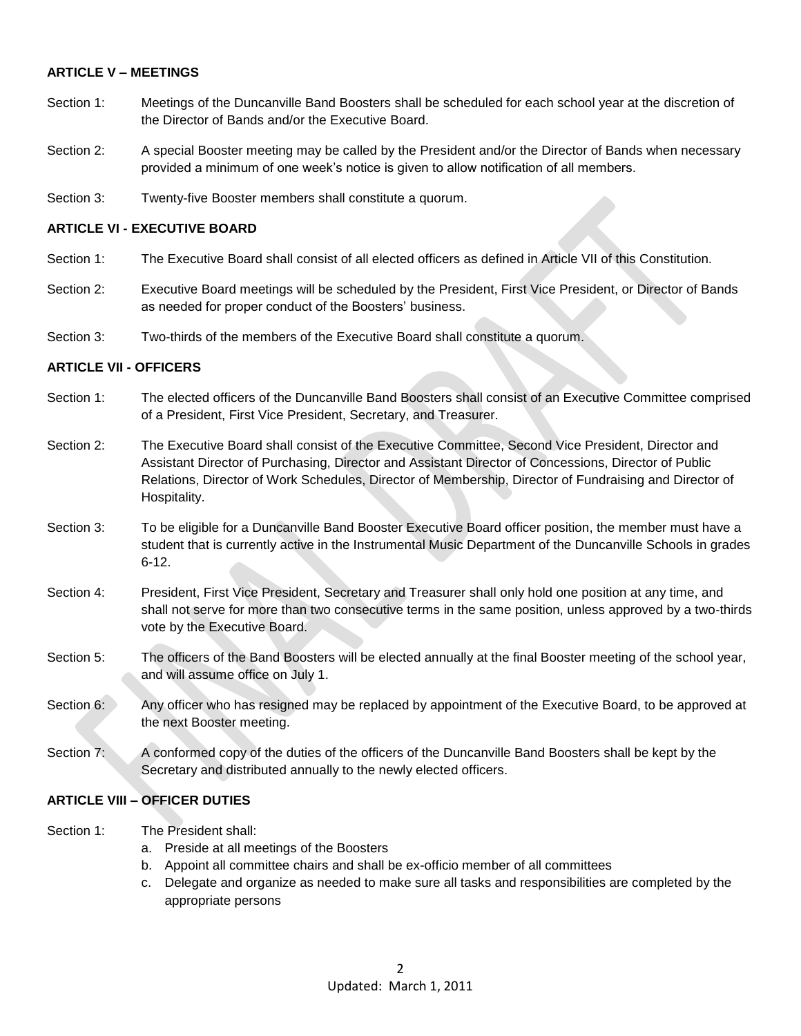**ARTICLE V – MEETINGS**

Section 1: Meetings of the Duncanville Band Boosters shall be scheduled for each school year at the discretion of the Director of Bands and/or the Executive Board.

Section 2: A special Booster meeting may be called by the President and/or the Director of Bands when necessary provided a minimum of one week's notice is given to allow notification of all members.

Section 3: Twenty-five Booster members shall constitute a quorum.

**ARTICLE VI - EXECUTIVE BOARD**

Section 1: The Executive Board shall consist of all elected officers as defined in Article VII of this Constitution.

Section 2: Executive Board meetings will be scheduled by the President, First Vice President, or Director of Bands as needed for proper conduct of the Boosters' business.

Section 3: Two-thirds of the members of the Executive Board shall constitute a quorum.

**ARTICLE VII - OFFICERS**

Section 1: The elected officers of the Duncanville Band Boosters shall consist of an Executive Committee comprised of a President, First Vice President, Secretary, and Treasurer.

Section 2: The Executive Board shall consist of the Executive Committee, Second Vice President, Director and Assistant Director of Purchasing, Director and Assistant Director of Concessions, Director of Public Relations, Director of Work Schedules, Director of Membership, Director of Fundraising and Director of Hospitality.

Section 3: To be eligible for a Duncanville Band Booster Executive Board officer position, the member must have a student that is currently active in the Instrumental Music Department of the Duncanville Schools in grades 6-12.

Section 4: President, First Vice President, Secretary and Treasurer shall only hold one position at any time, and shall not serve for more than two consecutive terms in the same position, unless approved by a two-thirds vote by the Executive Board.

Section 5: The officers of the Band Boosters will be elected annually at the final Booster meeting of the school year, and will assume office on July 1.

Section 6: Any officer who has resigned may be replaced by appointment of the Executive Board, to be approved at the next Booster meeting.

Section 7: A conformed copy of the duties of the officers of the Duncanville Band Boosters shall be kept by the Secretary and distributed annually to the newly elected officers.

**ARTICLE VIII – OFFICER DUTIES**

Section 1: The President shall:

a. Preside at all meetings of the Boosters
b. Appoint all committee chairs and shall be ex-officio member of all committees
c. Delegate and organize as needed to make sure all tasks and responsibilities are completed by the appropriate persons

Updated: March 1, 2011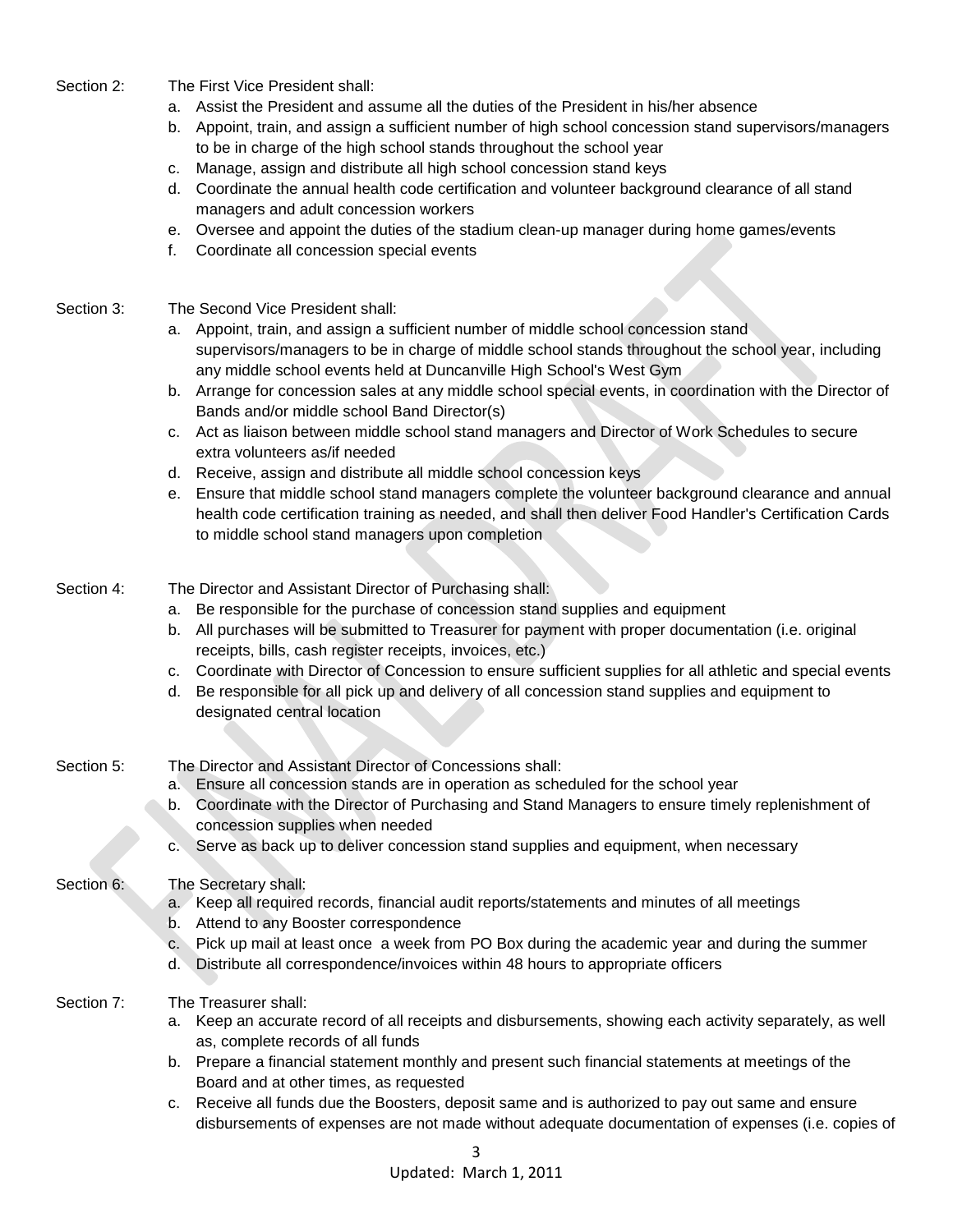Section 2: The First Vice President shall:

a. Assist the President and assume all the duties of the President in his/her absence
b. Appoint, train, and assign a sufficient number of high school concession stand supervisors/managers to be in charge of the high school stands throughout the school year
c. Manage, assign and distribute all high school concession stand keys
d. Coordinate the annual health code certification and volunteer background clearance of all stand managers and adult concession workers
e. Oversee and appoint the duties of the stadium clean-up manager during home games/events
f. Coordinate all concession special events

Section 3: The Second Vice President shall:

a. Appoint, train, and assign a sufficient number of middle school concession stand supervisors/managers to be in charge of middle school stands throughout the school year, including any middle school events held at Duncanville High School's West Gym
b. Arrange for concession sales at any middle school special events, in coordination with the Director of Bands and/or middle school Band Director(s)
c. Act as liaison between middle school stand managers and Director of Work Schedules to secure extra volunteers as/if needed
d. Receive, assign and distribute all middle school concession keys
e. Ensure that middle school stand managers complete the volunteer background clearance and annual health code certification training as needed, and shall then deliver Food Handler's Certification Cards to middle school stand managers upon completion

Section 4: The Director and Assistant Director of Purchasing shall:

a. Be responsible for the purchase of concession stand supplies and equipment
b. All purchases will be submitted to Treasurer for payment with proper documentation (i.e. original receipts, bills, cash register receipts, invoices, etc.)
c. Coordinate with Director of Concession to ensure sufficient supplies for all athletic and special events
d. Be responsible for all pick up and delivery of all concession stand supplies and equipment to designated central location

Section 5: The Director and Assistant Director of Concessions shall:

a. Ensure all concession stands are in operation as scheduled for the school year
b. Coordinate with the Director of Purchasing and Stand Managers to ensure timely replenishment of concession supplies when needed
c. Serve as back up to deliver concession stand supplies and equipment, when necessary

Section 6: The Secretary shall:

a. Keep all required records, financial audit reports/statements and minutes of all meetings
b. Attend to any Booster correspondence
c. Pick up mail at least once a week from PO Box during the academic year and during the summer
d. Distribute all correspondence/invoices within 48 hours to appropriate officers

Section 7: The Treasurer shall:

a. Keep an accurate record of all receipts and disbursements, showing each activity separately, as well as, complete records of all funds
b. Prepare a financial statement monthly and present such financial statements at meetings of the Board and at other times, as requested
c. Receive all funds due the Boosters, deposit same and is authorized to pay out same and ensure disbursements of expenses are not made without adequate documentation of expenses (i.e. copies of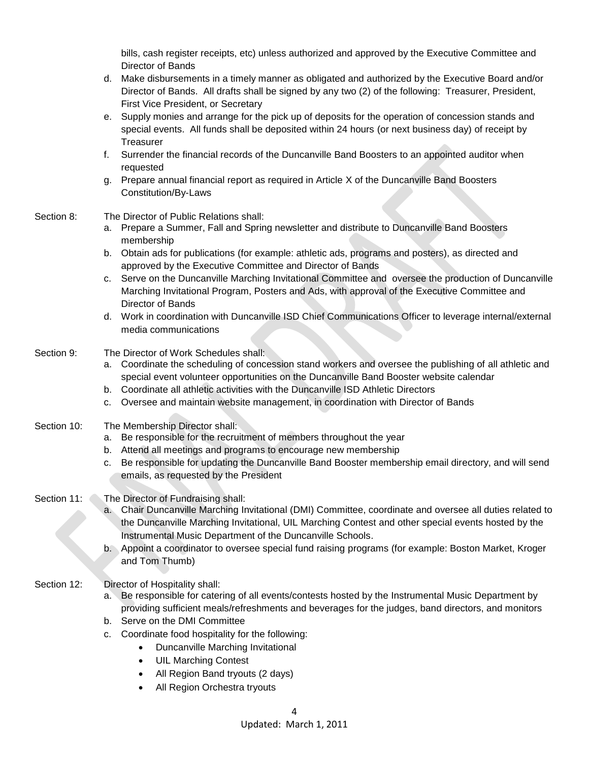bills, cash register receipts, etc) unless authorized and approved by the Executive Committee and Director of Bands

d. Make disbursements in a timely manner as obligated and authorized by the Executive Board and/or Director of Bands. All drafts shall be signed by any two (2) of the following: Treasurer, President, First Vice President, or Secretary
e. Supply monies and arrange for the pick up of deposits for the operation of concession stands and special events. All funds shall be deposited within 24 hours (or next business day) of receipt by Treasurer
f. Surrender the financial records of the Duncanville Band Boosters to an appointed auditor when requested
g. Prepare annual financial report as required in Article X of the Duncanville Band Boosters Constitution/By-Laws

Section 8: The Director of Public Relations shall:

a. Prepare a Summer, Fall and Spring newsletter and distribute to Duncanville Band Boosters membership
b. Obtain ads for publications (for example: athletic ads, programs and posters), as directed and approved by the Executive Committee and Director of Bands
c. Serve on the Duncanville Marching Invitational Committee and oversee the production of Duncanville Marching Invitational Program, Posters and Ads, with approval of the Executive Committee and Director of Bands
d. Work in coordination with Duncanville ISD Chief Communications Officer to leverage internal/external media communications

Section 9: The Director of Work Schedules shall:

a. Coordinate the scheduling of concession stand workers and oversee the publishing of all athletic and special event volunteer opportunities on the Duncanville Band Booster website calendar
b. Coordinate all athletic activities with the Duncanville ISD Athletic Directors
c. Oversee and maintain website management, in coordination with Director of Bands

Section 10: The Membership Director shall:

a. Be responsible for the recruitment of members throughout the year
b. Attend all meetings and programs to encourage new membership
c. Be responsible for updating the Duncanville Band Booster membership email directory, and will send emails, as requested by the President

Section 11: The Director of Fundraising shall:

a. Chair Duncanville Marching Invitational (DMI) Committee, coordinate and oversee all duties related to the Duncanville Marching Invitational, UIL Marching Contest and other special events hosted by the Instrumental Music Department of the Duncanville Schools.
b. Appoint a coordinator to oversee special fund raising programs (for example: Boston Market, Kroger and Tom Thumb)

Section 12: Director of Hospitality shall:

a. Be responsible for catering of all events/contests hosted by the Instrumental Music Department by providing sufficient meals/refreshments and beverages for the judges, band directors, and monitors
b. Serve on the DMI Committee
c. Coordinate food hospitality for the following:
    - Duncanville Marching Invitational
    - UIL Marching Contest
    - All Region Band tryouts (2 days)
    - All Region Orchestra tryouts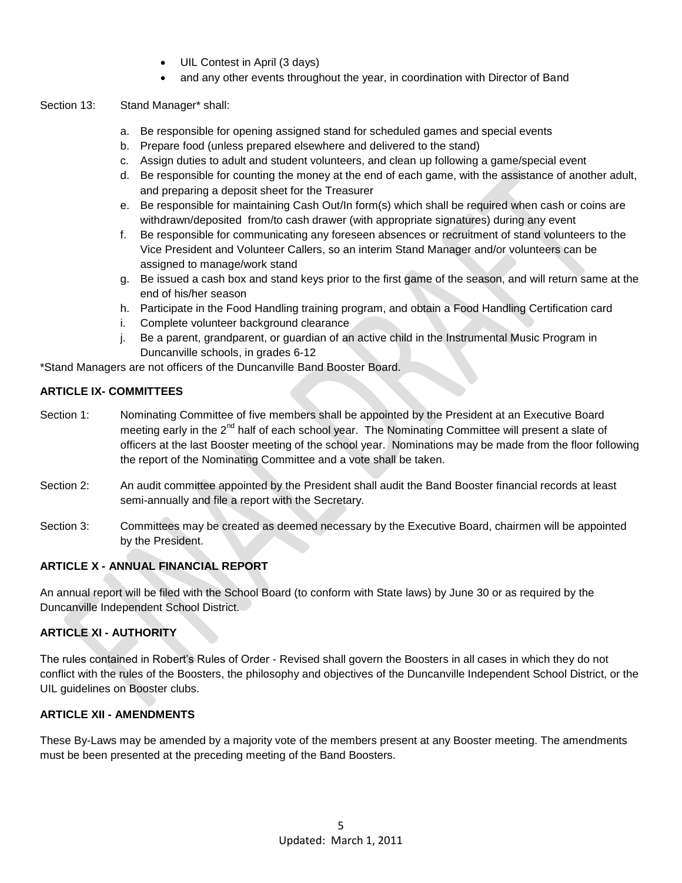- UIL Contest in April (3 days)
- and any other events throughout the year, in coordination with Director of Band

Section 13: Stand Manager* shall:

a. Be responsible for opening assigned stand for scheduled games and special events
b. Prepare food (unless prepared elsewhere and delivered to the stand)
c. Assign duties to adult and student volunteers, and clean up following a game/special event
d. Be responsible for counting the money at the end of each game, with the assistance of another adult, and preparing a deposit sheet for the Treasurer
e. Be responsible for maintaining Cash Out/In form(s) which shall be required when cash or coins are withdrawn/deposited from/to cash drawer (with appropriate signatures) during any event
f. Be responsible for communicating any foreseen absences or recruitment of stand volunteers to the Vice President and Volunteer Callers, so an interim Stand Manager and/or volunteers can be assigned to manage/work stand
g. Be issued a cash box and stand keys prior to the first game of the season, and will return same at the end of his/her season
h. Participate in the Food Handling training program, and obtain a Food Handling Certification card
i. Complete volunteer background clearance
j. Be a parent, grandparent, or guardian of an active child in the Instrumental Music Program in Duncanville schools, in grades 6-12

*Stand Managers are not officers of the Duncanville Band Booster Board.

## ARTICLE IX- COMMITTEES

Section 1: Nominating Committee of five members shall be appointed by the President at an Executive Board meeting early in the 2nd half of each school year. The Nominating Committee will present a slate of officers at the last Booster meeting of the school year. Nominations may be made from the floor following the report of the Nominating Committee and a vote shall be taken.

Section 2: An audit committee appointed by the President shall audit the Band Booster financial records at least semi-annually and file a report with the Secretary.

Section 3: Committees may be created as deemed necessary by the Executive Board, chairmen will be appointed by the President.

## ARTICLE X - ANNUAL FINANCIAL REPORT

An annual report will be filed with the School Board (to conform with State laws) by June 30 or as required by the Duncanville Independent School District.

## ARTICLE XI - AUTHORITY

The rules contained in Robert's Rules of Order - Revised shall govern the Boosters in all cases in which they do not conflict with the rules of the Boosters, the philosophy and objectives of the Duncanville Independent School District, or the UIL guidelines on Booster clubs.

## ARTICLE XII - AMENDMENTS

These By-Laws may be amended by a majority vote of the members present at any Booster meeting. The amendments must be been presented at the preceding meeting of the Band Boosters.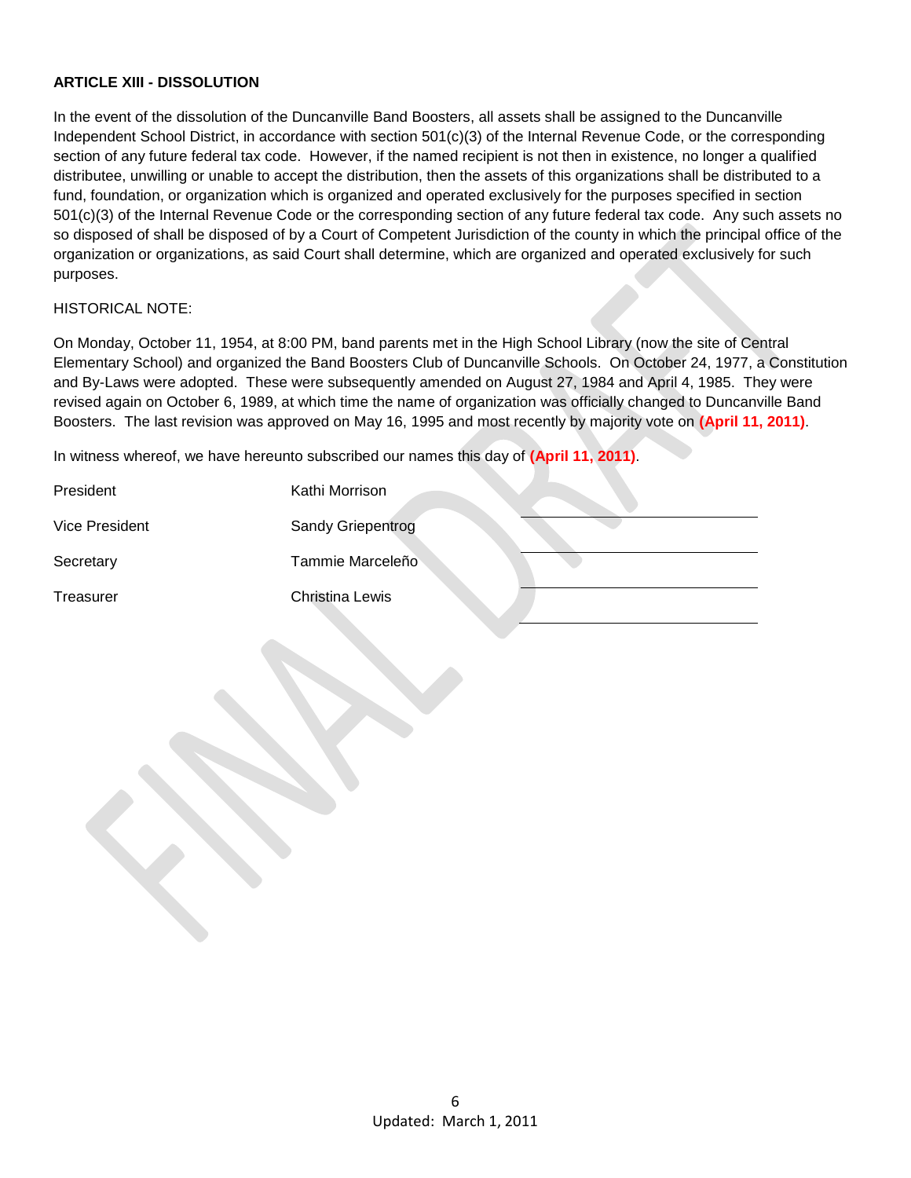**ARTICLE XIII - DISSOLUTION**

In the event of the dissolution of the Duncanville Band Boosters, all assets shall be assigned to the Duncanville Independent School District, in accordance with section 501(c)(3) of the Internal Revenue Code, or the corresponding section of any future federal tax code. However, if the named recipient is not then in existence, no longer a qualified distributee, unwilling or unable to accept the distribution, then the assets of this organizations shall be distributed to a fund, foundation, or organization which is organized and operated exclusively for the purposes specified in section 501(c)(3) of the Internal Revenue Code or the corresponding section of any future federal tax code. Any such assets no so disposed of shall be disposed of by a Court of Competent Jurisdiction of the county in which the principal office of the organization or organizations, as said Court shall determine, which are organized and operated exclusively for such purposes.

HISTORICAL NOTE:

On Monday, October 11, 1954, at 8:00 PM, band parents met in the High School Library (now the site of Central Elementary School) and organized the Band Boosters Club of Duncanville Schools. On October 24, 1977, a Constitution and By-Laws were adopted. These were subsequently amended on August 27, 1984 and April 4, 1985. They were revised again on October 6, 1989, at which time the name of organization was officially changed to Duncanville Band Boosters. The last revision was approved on May 16, 1995 and most recently by majority vote on **(April 11, 2011)**.

In witness whereof, we have hereunto subscribed our names this day of **(April 11, 2011)**.

| | | |
|---|---|---|
| President | Kathi Morrison | ____________________ |
| Vice President | Sandy Griepentrog | ____________________ |
| Secretary | Tammie Marceleño | ____________________ |
| Treasurer | Christina Lewis | ____________________ |

FINAL DRAFT

Updated: March 1, 2011